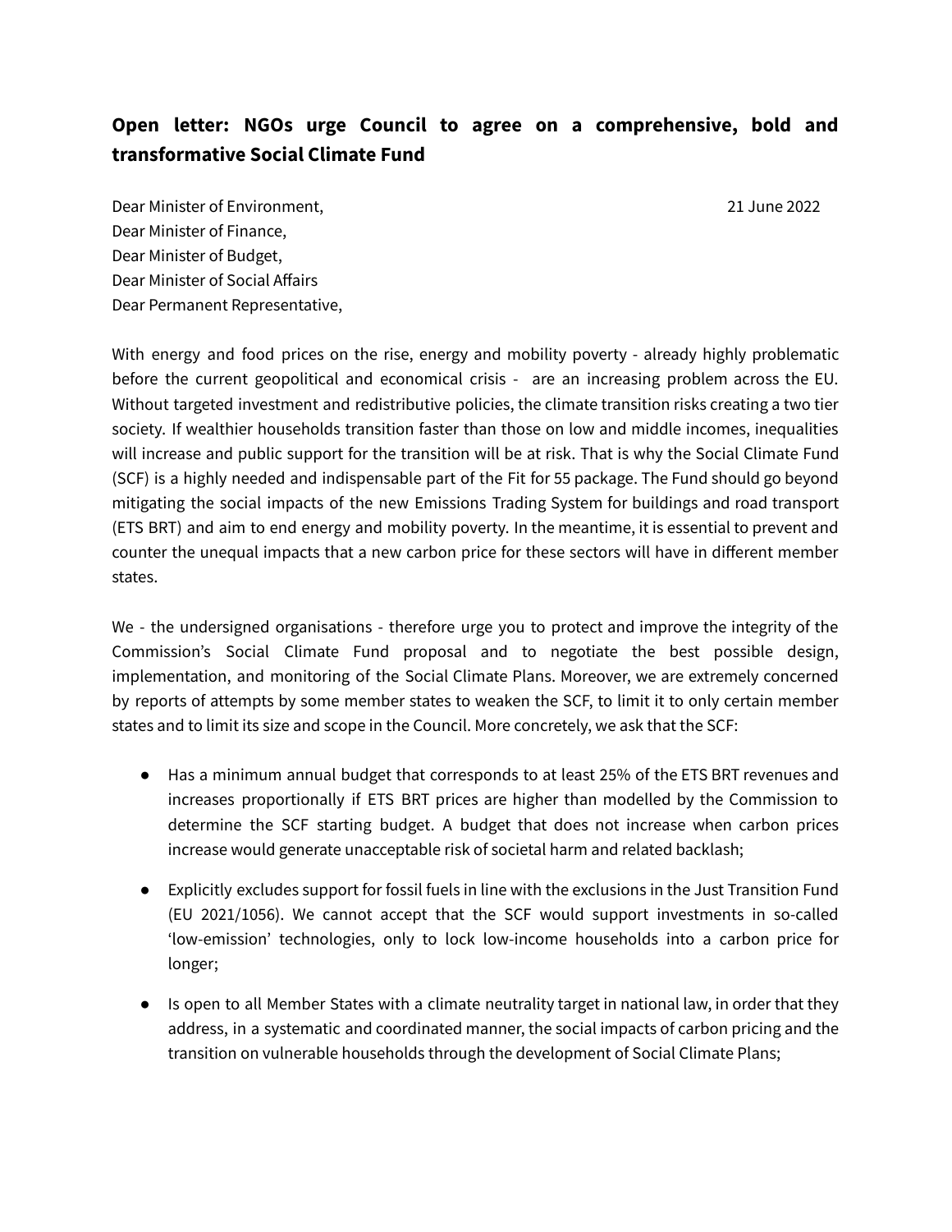**Open letter: NGOs urge Council to agree on a comprehensive, bold and transformative Social Climate Fund**

Dear Minister of Environment,
Dear Minister of Finance,
Dear Minister of Budget,
Dear Minister of Social Affairs
Dear Permanent Representative,

21 June 2022

With energy and food prices on the rise, energy and mobility poverty - already highly problematic before the current geopolitical and economical crisis - are an increasing problem across the EU. Without targeted investment and redistributive policies, the climate transition risks creating a two tier society. If wealthier households transition faster than those on low and middle incomes, inequalities will increase and public support for the transition will be at risk. That is why the Social Climate Fund (SCF) is a highly needed and indispensable part of the Fit for 55 package. The Fund should go beyond mitigating the social impacts of the new Emissions Trading System for buildings and road transport (ETS BRT) and aim to end energy and mobility poverty. In the meantime, it is essential to prevent and counter the unequal impacts that a new carbon price for these sectors will have in different member states.

We - the undersigned organisations - therefore urge you to protect and improve the integrity of the Commission's Social Climate Fund proposal and to negotiate the best possible design, implementation, and monitoring of the Social Climate Plans. Moreover, we are extremely concerned by reports of attempts by some member states to weaken the SCF, to limit it to only certain member states and to limit its size and scope in the Council. More concretely, we ask that the SCF:

- Has a minimum annual budget that corresponds to at least 25% of the ETS BRT revenues and increases proportionally if ETS BRT prices are higher than modelled by the Commission to determine the SCF starting budget. A budget that does not increase when carbon prices increase would generate unacceptable risk of societal harm and related backlash;
- Explicitly excludes support for fossil fuels in line with the exclusions in the Just Transition Fund (EU 2021/1056). We cannot accept that the SCF would support investments in so-called 'low-emission' technologies, only to lock low-income households into a carbon price for longer;
- Is open to all Member States with a climate neutrality target in national law, in order that they address, in a systematic and coordinated manner, the social impacts of carbon pricing and the transition on vulnerable households through the development of Social Climate Plans;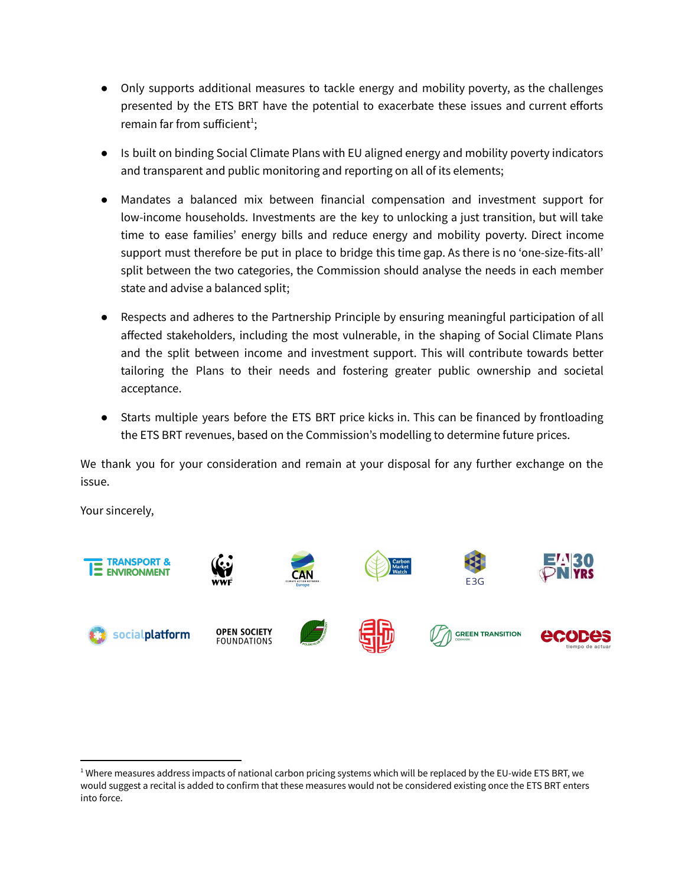- Only supports additional measures to tackle energy and mobility poverty, as the challenges presented by the ETS BRT have the potential to exacerbate these issues and current efforts remain far from sufficient[1];

- Is built on binding Social Climate Plans with EU aligned energy and mobility poverty indicators and transparent and public monitoring and reporting on all of its elements;

- Mandates a balanced mix between financial compensation and investment support for low-income households. Investments are the key to unlocking a just transition, but will take time to ease families' energy bills and reduce energy and mobility poverty. Direct income support must therefore be put in place to bridge this time gap. As there is no 'one-size-fits-all' split between the two categories, the Commission should analyse the needs in each member state and advise a balanced split;

- Respects and adheres to the Partnership Principle by ensuring meaningful participation of all affected stakeholders, including the most vulnerable, in the shaping of Social Climate Plans and the split between income and investment support. This will contribute towards better tailoring the Plans to their needs and fostering greater public ownership and societal acceptance.

- Starts multiple years before the ETS BRT price kicks in. This can be financed by frontloading the ETS BRT revenues, based on the Commission's modelling to determine future prices.

We thank you for your consideration and remain at your disposal for any further exchange on the issue.

Your sincerely,

[1] Where measures address impacts of national carbon pricing systems which will be replaced by the EU-wide ETS BRT, we would suggest a recital is added to confirm that these measures would not be considered existing once the ETS BRT enters into force.